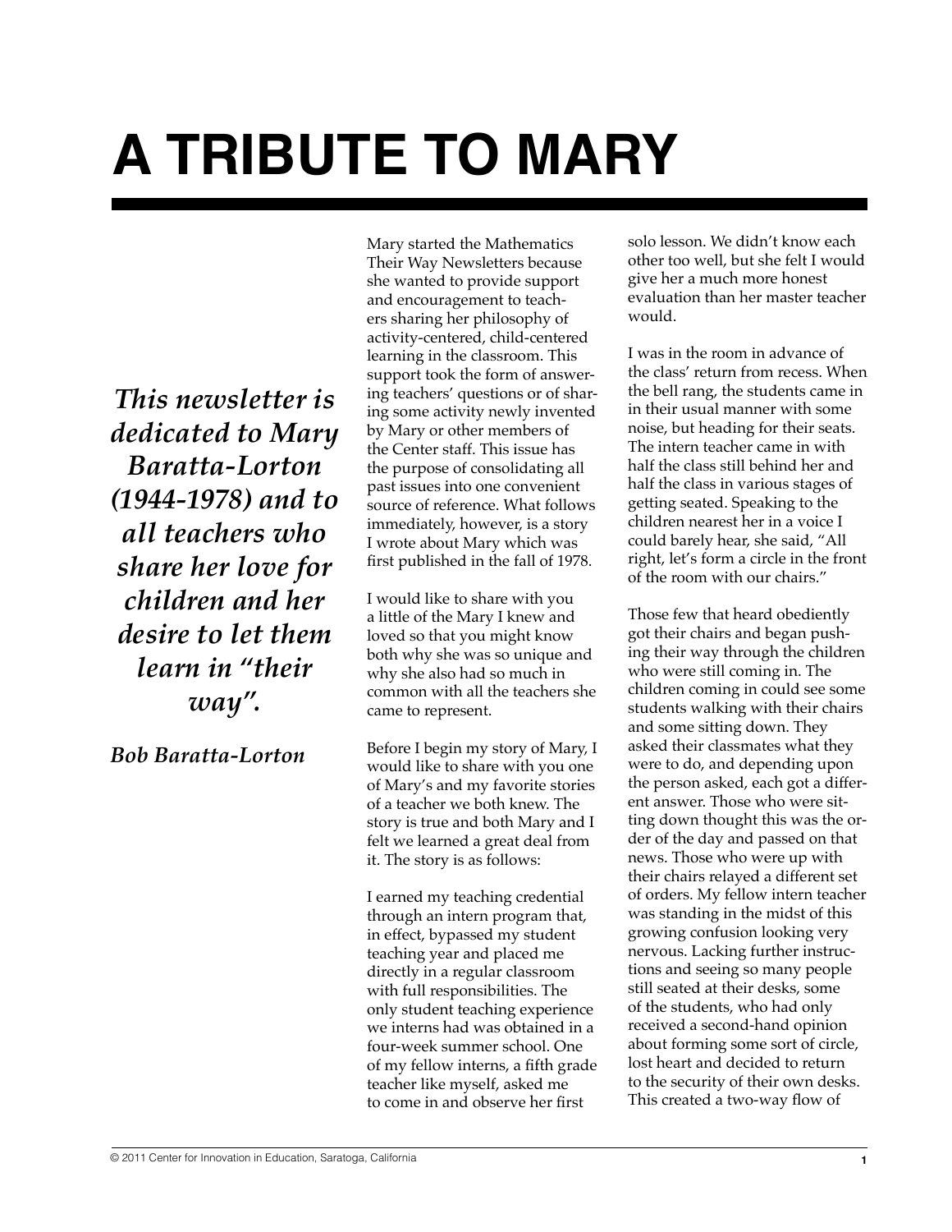# A TRIBUTE TO MARY

***This newsletter is dedicated to Mary Baratta-Lorton (1944-1978) and to all teachers who share her love for children and her desire to let them learn in "their way".***

***Bob Baratta-Lorton***

Mary started the Mathematics Their Way Newsletters because she wanted to provide support and encouragement to teachers sharing her philosophy of activity-centered, child-centered learning in the classroom. This support took the form of answering teachers' questions or of sharing some activity newly invented by Mary or other members of the Center staff. This issue has the purpose of consolidating all past issues into one convenient source of reference. What follows immediately, however, is a story I wrote about Mary which was first published in the fall of 1978.

I would like to share with you a little of the Mary I knew and loved so that you might know both why she was so unique and why she also had so much in common with all the teachers she came to represent.

Before I begin my story of Mary, I would like to share with you one of Mary's and my favorite stories of a teacher we both knew. The story is true and both Mary and I felt we learned a great deal from it. The story is as follows:

I earned my teaching credential through an intern program that, in effect, bypassed my student teaching year and placed me directly in a regular classroom with full responsibilities. The only student teaching experience we interns had was obtained in a four-week summer school. One of my fellow interns, a fifth grade teacher like myself, asked me to come in and observe her first solo lesson. We didn't know each other too well, but she felt I would give her a much more honest evaluation than her master teacher would.

I was in the room in advance of the class' return from recess. When the bell rang, the students came in in their usual manner with some noise, but heading for their seats. The intern teacher came in with half the class still behind her and half the class in various stages of getting seated. Speaking to the children nearest her in a voice I could barely hear, she said, "All right, let's form a circle in the front of the room with our chairs."

Those few that heard obediently got their chairs and began pushing their way through the children who were still coming in. The children coming in could see some students walking with their chairs and some sitting down. They asked their classmates what they were to do, and depending upon the person asked, each got a different answer. Those who were sitting down thought this was the order of the day and passed on that news. Those who were up with their chairs relayed a different set of orders. My fellow intern teacher was standing in the midst of this growing confusion looking very nervous. Lacking further instructions and seeing so many people still seated at their desks, some of the students, who had only received a second-hand opinion about forming some sort of circle, lost heart and decided to return to the security of their own desks. This created a two-way flow of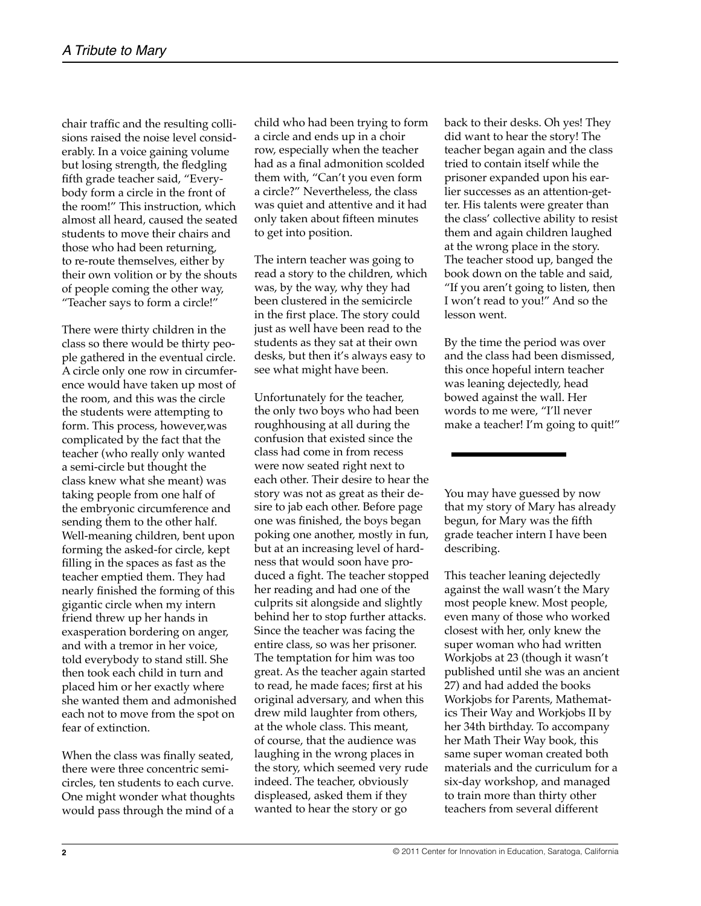chair traffic and the resulting collisions raised the noise level considerably. In a voice gaining volume but losing strength, the fledgling fifth grade teacher said, "Everybody form a circle in the front of the room!" This instruction, which almost all heard, caused the seated students to move their chairs and those who had been returning, to re-route themselves, either by their own volition or by the shouts of people coming the other way, "Teacher says to form a circle!"

There were thirty children in the class so there would be thirty people gathered in the eventual circle. A circle only one row in circumference would have taken up most of the room, and this was the circle the students were attempting to form. This process, however,was complicated by the fact that the teacher (who really only wanted a semi-circle but thought the class knew what she meant) was taking people from one half of the embryonic circumference and sending them to the other half. Well-meaning children, bent upon forming the asked-for circle, kept filling in the spaces as fast as the teacher emptied them. They had nearly finished the forming of this gigantic circle when my intern friend threw up her hands in exasperation bordering on anger, and with a tremor in her voice, told everybody to stand still. She then took each child in turn and placed him or her exactly where she wanted them and admonished each not to move from the spot on fear of extinction.

When the class was finally seated, there were three concentric semicircles, ten students to each curve. One might wonder what thoughts would pass through the mind of a child who had been trying to form a circle and ends up in a choir row, especially when the teacher had as a final admonition scolded them with, "Can't you even form a circle?" Nevertheless, the class was quiet and attentive and it had only taken about fifteen minutes to get into position.

The intern teacher was going to read a story to the children, which was, by the way, why they had been clustered in the semicircle in the first place. The story could just as well have been read to the students as they sat at their own desks, but then it's always easy to see what might have been.

Unfortunately for the teacher, the only two boys who had been roughhousing at all during the confusion that existed since the class had come in from recess were now seated right next to each other. Their desire to hear the story was not as great as their desire to jab each other. Before page one was finished, the boys began poking one another, mostly in fun, but at an increasing level of hardness that would soon have produced a fight. The teacher stopped her reading and had one of the culprits sit alongside and slightly behind her to stop further attacks. Since the teacher was facing the entire class, so was her prisoner. The temptation for him was too great. As the teacher again started to read, he made faces; first at his original adversary, and when this drew mild laughter from others, at the whole class. This meant, of course, that the audience was laughing in the wrong places in the story, which seemed very rude indeed. The teacher, obviously displeased, asked them if they wanted to hear the story or go back to their desks. Oh yes! They did want to hear the story! The teacher began again and the class tried to contain itself while the prisoner expanded upon his earlier successes as an attention-getter. His talents were greater than the class' collective ability to resist them and again children laughed at the wrong place in the story. The teacher stood up, banged the book down on the table and said, "If you aren't going to listen, then I won't read to you!" And so the lesson went.

By the time the period was over and the class had been dismissed, this once hopeful intern teacher was leaning dejectedly, head bowed against the wall. Her words to me were, "I'll never make a teacher! I'm going to quit!"

---

You may have guessed by now that my story of Mary has already begun, for Mary was the fifth grade teacher intern I have been describing.

This teacher leaning dejectedly against the wall wasn't the Mary most people knew. Most people, even many of those who worked closest with her, only knew the super woman who had written Workjobs at 23 (though it wasn't published until she was an ancient 27) and had added the books Workjobs for Parents, Mathematics Their Way and Workjobs II by her 34th birthday. To accompany her Math Their Way book, this same super woman created both materials and the curriculum for a six-day workshop, and managed to train more than thirty other teachers from several different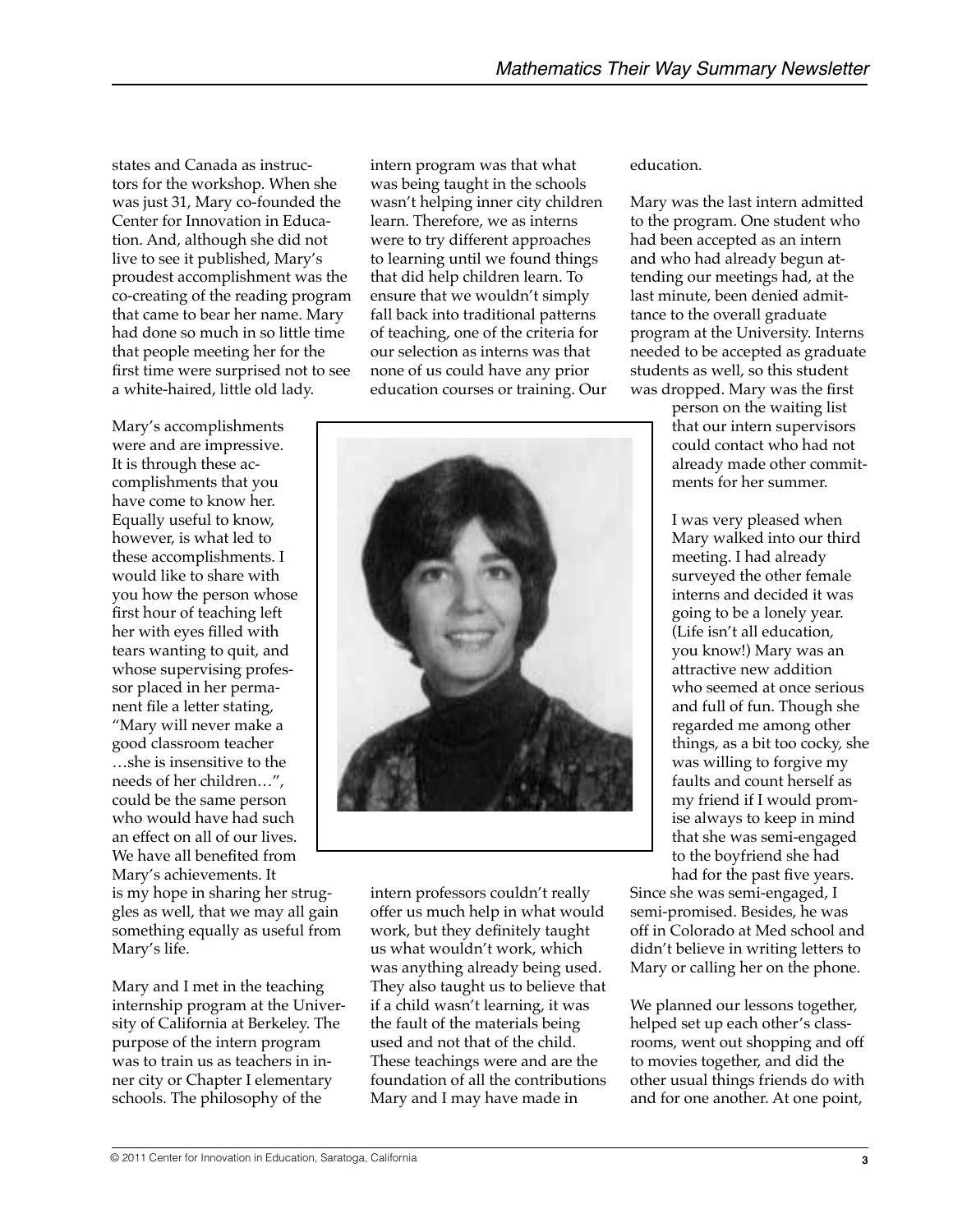states and Canada as instructors for the workshop. When she was just 31, Mary co-founded the Center for Innovation in Education. And, although she did not live to see it published, Mary's proudest accomplishment was the co-creating of the reading program that came to bear her name. Mary had done so much in so little time that people meeting her for the first time were surprised not to see a white-haired, little old lady.

Mary's accomplishments were and are impressive. It is through these accomplishments that you have come to know her. Equally useful to know, however, is what led to these accomplishments. I would like to share with you how the person whose first hour of teaching left her with eyes filled with tears wanting to quit, and whose supervising professor placed in her permanent file a letter stating, "Mary will never make a good classroom teacher …she is insensitive to the needs of her children…", could be the same person who would have had such an effect on all of our lives. We have all benefited from Mary's achievements. It is my hope in sharing her struggles as well, that we may all gain something equally as useful from Mary's life.

Mary and I met in the teaching internship program at the University of California at Berkeley. The purpose of the intern program was to train us as teachers in inner city or Chapter I elementary schools. The philosophy of the intern program was that what was being taught in the schools wasn't helping inner city children learn. Therefore, we as interns were to try different approaches to learning until we found things that did help children learn. To ensure that we wouldn't simply fall back into traditional patterns of teaching, one of the criteria for our selection as interns was that none of us could have any prior education courses or training. Our intern professors couldn't really offer us much help in what would work, but they definitely taught us what wouldn't work, which was anything already being used. They also taught us to believe that if a child wasn't learning, it was the fault of the materials being used and not that of the child. These teachings were and are the foundation of all the contributions Mary and I may have made in education.

Mary was the last intern admitted to the program. One student who had been accepted as an intern and who had already begun attending our meetings had, at the last minute, been denied admittance to the overall graduate program at the University. Interns needed to be accepted as graduate students as well, so this student was dropped. Mary was the first person on the waiting list that our intern supervisors could contact who had not already made other commitments for her summer.

I was very pleased when Mary walked into our third meeting. I had already surveyed the other female interns and decided it was going to be a lonely year. (Life isn't all education, you know!) Mary was an attractive new addition who seemed at once serious and full of fun. Though she regarded me among other things, as a bit too cocky, she was willing to forgive my faults and count herself as my friend if I would promise always to keep in mind that she was semi-engaged to the boyfriend she had had for the past five years. Since she was semi-engaged, I semi-promised. Besides, he was off in Colorado at Med school and didn't believe in writing letters to Mary or calling her on the phone.

We planned our lessons together, helped set up each other's classrooms, went out shopping and off to movies together, and did the other usual things friends do with and for one another. At one point,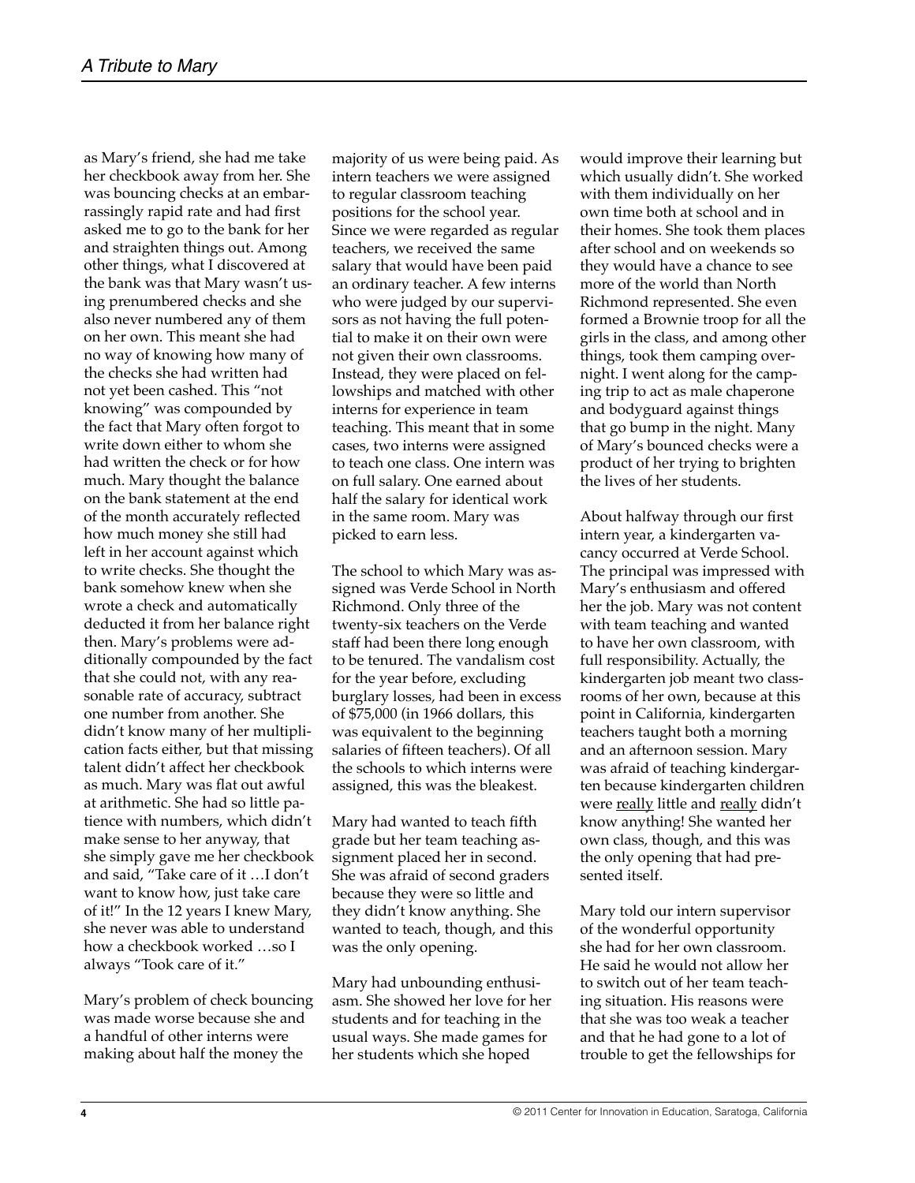as Mary's friend, she had me take her checkbook away from her. She was bouncing checks at an embarrassingly rapid rate and had first asked me to go to the bank for her and straighten things out. Among other things, what I discovered at the bank was that Mary wasn't using prenumbered checks and she also never numbered any of them on her own. This meant she had no way of knowing how many of the checks she had written had not yet been cashed. This "not knowing" was compounded by the fact that Mary often forgot to write down either to whom she had written the check or for how much. Mary thought the balance on the bank statement at the end of the month accurately reflected how much money she still had left in her account against which to write checks. She thought the bank somehow knew when she wrote a check and automatically deducted it from her balance right then. Mary's problems were additionally compounded by the fact that she could not, with any reasonable rate of accuracy, subtract one number from another. She didn't know many of her multiplication facts either, but that missing talent didn't affect her checkbook as much. Mary was flat out awful at arithmetic. She had so little patience with numbers, which didn't make sense to her anyway, that she simply gave me her checkbook and said, "Take care of it …I don't want to know how, just take care of it!" In the 12 years I knew Mary, she never was able to understand how a checkbook worked …so I always "Took care of it."

Mary's problem of check bouncing was made worse because she and a handful of other interns were making about half the money the majority of us were being paid. As intern teachers we were assigned to regular classroom teaching positions for the school year. Since we were regarded as regular teachers, we received the same salary that would have been paid an ordinary teacher. A few interns who were judged by our supervisors as not having the full potential to make it on their own were not given their own classrooms. Instead, they were placed on fellowships and matched with other interns for experience in team teaching. This meant that in some cases, two interns were assigned to teach one class. One intern was on full salary. One earned about half the salary for identical work in the same room. Mary was picked to earn less.

The school to which Mary was assigned was Verde School in North Richmond. Only three of the twenty-six teachers on the Verde staff had been there long enough to be tenured. The vandalism cost for the year before, excluding burglary losses, had been in excess of $75,000 (in 1966 dollars, this was equivalent to the beginning salaries of fifteen teachers). Of all the schools to which interns were assigned, this was the bleakest.

Mary had wanted to teach fifth grade but her team teaching assignment placed her in second. She was afraid of second graders because they were so little and they didn't know anything. She wanted to teach, though, and this was the only opening.

Mary had unbounding enthusiasm. She showed her love for her students and for teaching in the usual ways. She made games for her students which she hoped would improve their learning but which usually didn't. She worked with them individually on her own time both at school and in their homes. She took them places after school and on weekends so they would have a chance to see more of the world than North Richmond represented. She even formed a Brownie troop for all the girls in the class, and among other things, took them camping overnight. I went along for the camping trip to act as male chaperone and bodyguard against things that go bump in the night. Many of Mary's bounced checks were a product of her trying to brighten the lives of her students.

About halfway through our first intern year, a kindergarten vacancy occurred at Verde School. The principal was impressed with Mary's enthusiasm and offered her the job. Mary was not content with team teaching and wanted to have her own classroom, with full responsibility. Actually, the kindergarten job meant two classrooms of her own, because at this point in California, kindergarten teachers taught both a morning and an afternoon session. Mary was afraid of teaching kindergarten because kindergarten children were <u>really</u> little and <u>really</u> didn't know anything! She wanted her own class, though, and this was the only opening that had presented itself.

Mary told our intern supervisor of the wonderful opportunity she had for her own classroom. He said he would not allow her to switch out of her team teaching situation. His reasons were that she was too weak a teacher and that he had gone to a lot of trouble to get the fellowships for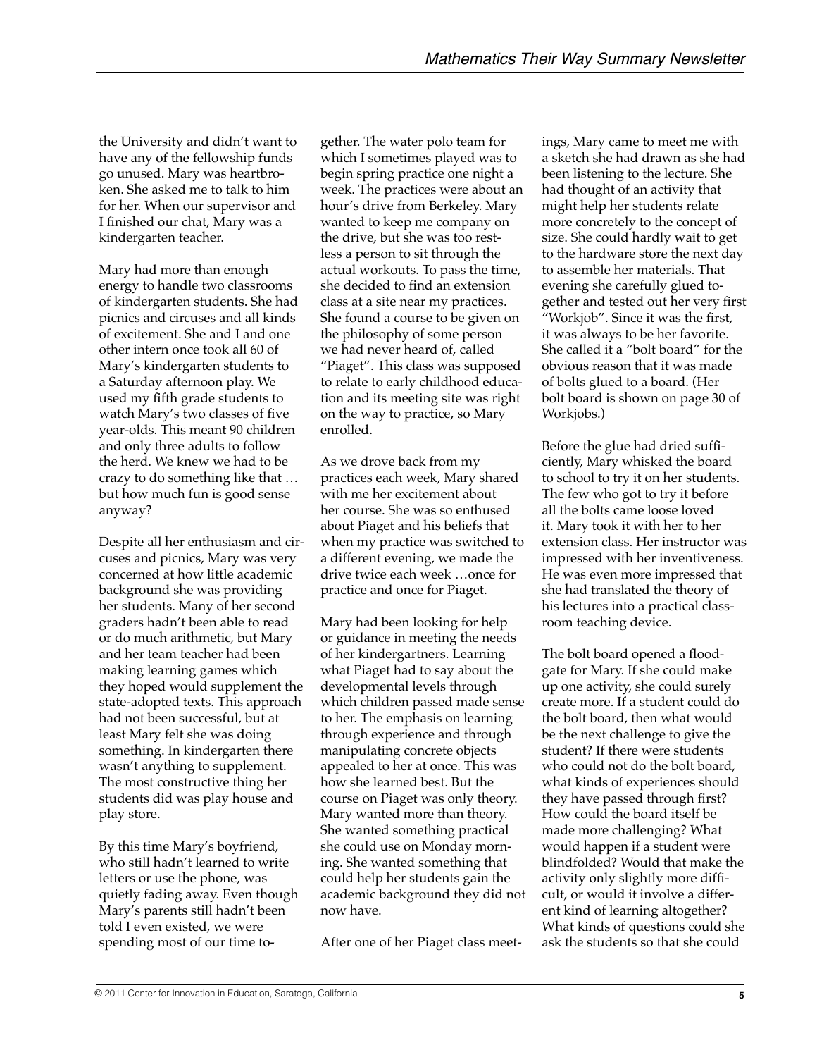the University and didn't want to have any of the fellowship funds go unused. Mary was heartbroken. She asked me to talk to him for her. When our supervisor and I finished our chat, Mary was a kindergarten teacher.

Mary had more than enough energy to handle two classrooms of kindergarten students. She had picnics and circuses and all kinds of excitement. She and I and one other intern once took all 60 of Mary's kindergarten students to a Saturday afternoon play. We used my fifth grade students to watch Mary's two classes of five year-olds. This meant 90 children and only three adults to follow the herd. We knew we had to be crazy to do something like that … but how much fun is good sense anyway?

Despite all her enthusiasm and circuses and picnics, Mary was very concerned at how little academic background she was providing her students. Many of her second graders hadn't been able to read or do much arithmetic, but Mary and her team teacher had been making learning games which they hoped would supplement the state-adopted texts. This approach had not been successful, but at least Mary felt she was doing something. In kindergarten there wasn't anything to supplement. The most constructive thing her students did was play house and play store.

By this time Mary's boyfriend, who still hadn't learned to write letters or use the phone, was quietly fading away. Even though Mary's parents still hadn't been told I even existed, we were spending most of our time together. The water polo team for which I sometimes played was to begin spring practice one night a week. The practices were about an hour's drive from Berkeley. Mary wanted to keep me company on the drive, but she was too restless a person to sit through the actual workouts. To pass the time, she decided to find an extension class at a site near my practices. She found a course to be given on the philosophy of some person we had never heard of, called "Piaget". This class was supposed to relate to early childhood education and its meeting site was right on the way to practice, so Mary enrolled.

As we drove back from my practices each week, Mary shared with me her excitement about her course. She was so enthused about Piaget and his beliefs that when my practice was switched to a different evening, we made the drive twice each week …once for practice and once for Piaget.

Mary had been looking for help or guidance in meeting the needs of her kindergartners. Learning what Piaget had to say about the developmental levels through which children passed made sense to her. The emphasis on learning through experience and through manipulating concrete objects appealed to her at once. This was how she learned best. But the course on Piaget was only theory. Mary wanted more than theory. She wanted something practical she could use on Monday morning. She wanted something that could help her students gain the academic background they did not now have.

After one of her Piaget class meetings, Mary came to meet me with a sketch she had drawn as she had been listening to the lecture. She had thought of an activity that might help her students relate more concretely to the concept of size. She could hardly wait to get to the hardware store the next day to assemble her materials. That evening she carefully glued together and tested out her very first "Workjob". Since it was the first, it was always to be her favorite. She called it a "bolt board" for the obvious reason that it was made of bolts glued to a board. (Her bolt board is shown on page 30 of Workjobs.)

Before the glue had dried sufficiently, Mary whisked the board to school to try it on her students. The few who got to try it before all the bolts came loose loved it. Mary took it with her to her extension class. Her instructor was impressed with her inventiveness. He was even more impressed that she had translated the theory of his lectures into a practical classroom teaching device.

The bolt board opened a floodgate for Mary. If she could make up one activity, she could surely create more. If a student could do the bolt board, then what would be the next challenge to give the student? If there were students who could not do the bolt board, what kinds of experiences should they have passed through first? How could the board itself be made more challenging? What would happen if a student were blindfolded? Would that make the activity only slightly more difficult, or would it involve a different kind of learning altogether? What kinds of questions could she ask the students so that she could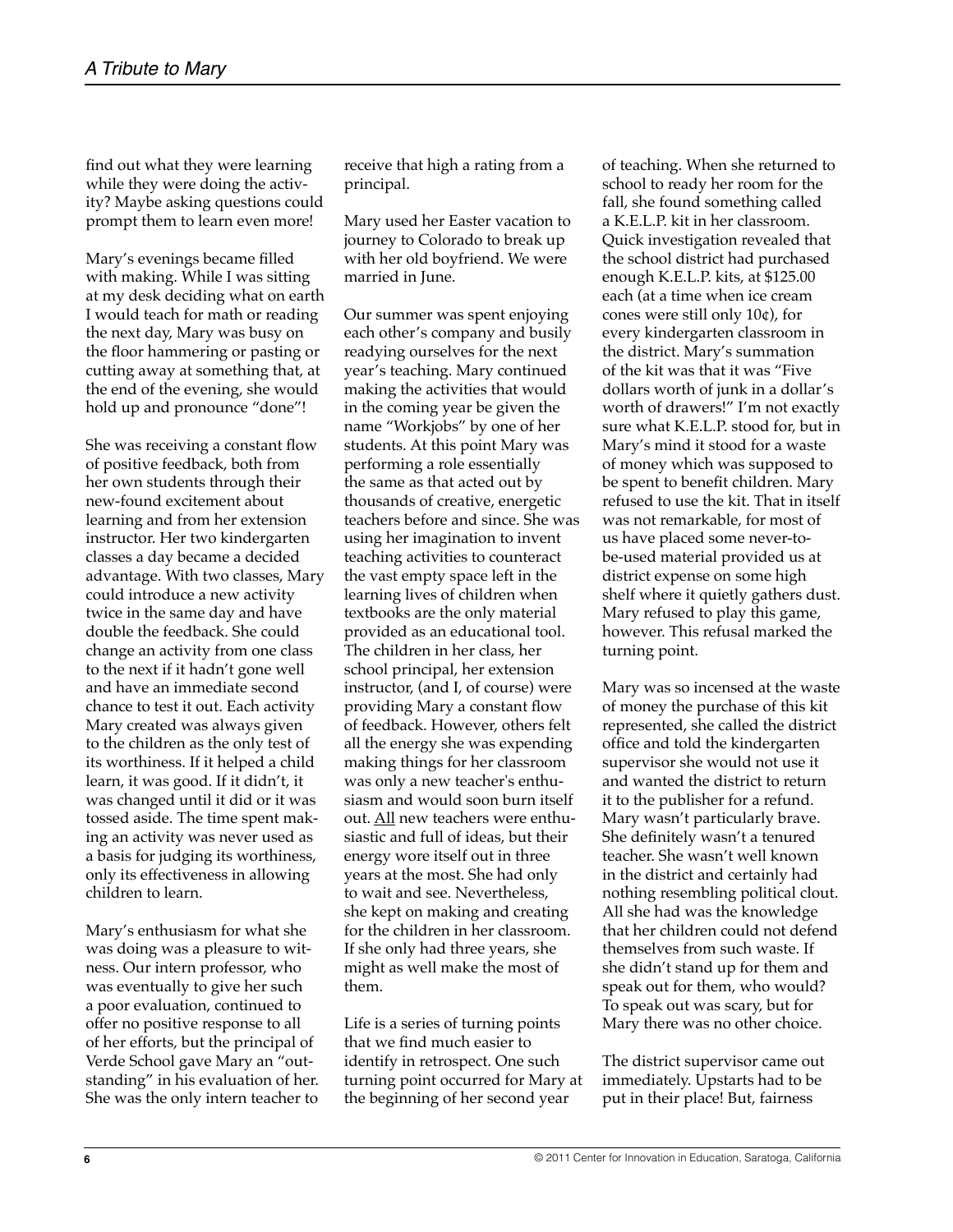find out what they were learning while they were doing the activity? Maybe asking questions could prompt them to learn even more!

Mary's evenings became filled with making. While I was sitting at my desk deciding what on earth I would teach for math or reading the next day, Mary was busy on the floor hammering or pasting or cutting away at something that, at the end of the evening, she would hold up and pronounce "done"!

She was receiving a constant flow of positive feedback, both from her own students through their new-found excitement about learning and from her extension instructor. Her two kindergarten classes a day became a decided advantage. With two classes, Mary could introduce a new activity twice in the same day and have double the feedback. She could change an activity from one class to the next if it hadn't gone well and have an immediate second chance to test it out. Each activity Mary created was always given to the children as the only test of its worthiness. If it helped a child learn, it was good. If it didn't, it was changed until it did or it was tossed aside. The time spent making an activity was never used as a basis for judging its worthiness, only its effectiveness in allowing children to learn.

Mary's enthusiasm for what she was doing was a pleasure to witness. Our intern professor, who was eventually to give her such a poor evaluation, continued to offer no positive response to all of her efforts, but the principal of Verde School gave Mary an "outstanding" in his evaluation of her. She was the only intern teacher to receive that high a rating from a principal.

Mary used her Easter vacation to journey to Colorado to break up with her old boyfriend. We were married in June.

Our summer was spent enjoying each other's company and busily readying ourselves for the next year's teaching. Mary continued making the activities that would in the coming year be given the name "Workjobs" by one of her students. At this point Mary was performing a role essentially the same as that acted out by thousands of creative, energetic teachers before and since. She was using her imagination to invent teaching activities to counteract the vast empty space left in the learning lives of children when textbooks are the only material provided as an educational tool. The children in her class, her school principal, her extension instructor, (and I, of course) were providing Mary a constant flow of feedback. However, others felt all the energy she was expending making things for her classroom was only a new teacher's enthusiasm and would soon burn itself out. <u>All</u> new teachers were enthusiastic and full of ideas, but their energy wore itself out in three years at the most. She had only to wait and see. Nevertheless, she kept on making and creating for the children in her classroom. If she only had three years, she might as well make the most of them.

Life is a series of turning points that we find much easier to identify in retrospect. One such turning point occurred for Mary at the beginning of her second year of teaching. When she returned to school to ready her room for the fall, she found something called a K.E.L.P. kit in her classroom. Quick investigation revealed that the school district had purchased enough K.E.L.P. kits, at $125.00 each (at a time when ice cream cones were still only 10¢), for every kindergarten classroom in the district. Mary's summation of the kit was that it was "Five dollars worth of junk in a dollar's worth of drawers!" I'm not exactly sure what K.E.L.P. stood for, but in Mary's mind it stood for a waste of money which was supposed to be spent to benefit children. Mary refused to use the kit. That in itself was not remarkable, for most of us have placed some never-to-be-used material provided us at district expense on some high shelf where it quietly gathers dust. Mary refused to play this game, however. This refusal marked the turning point.

Mary was so incensed at the waste of money the purchase of this kit represented, she called the district office and told the kindergarten supervisor she would not use it and wanted the district to return it to the publisher for a refund. Mary wasn't particularly brave. She definitely wasn't a tenured teacher. She wasn't well known in the district and certainly had nothing resembling political clout. All she had was the knowledge that her children could not defend themselves from such waste. If she didn't stand up for them and speak out for them, who would? To speak out was scary, but for Mary there was no other choice.

The district supervisor came out immediately. Upstarts had to be put in their place! But, fairness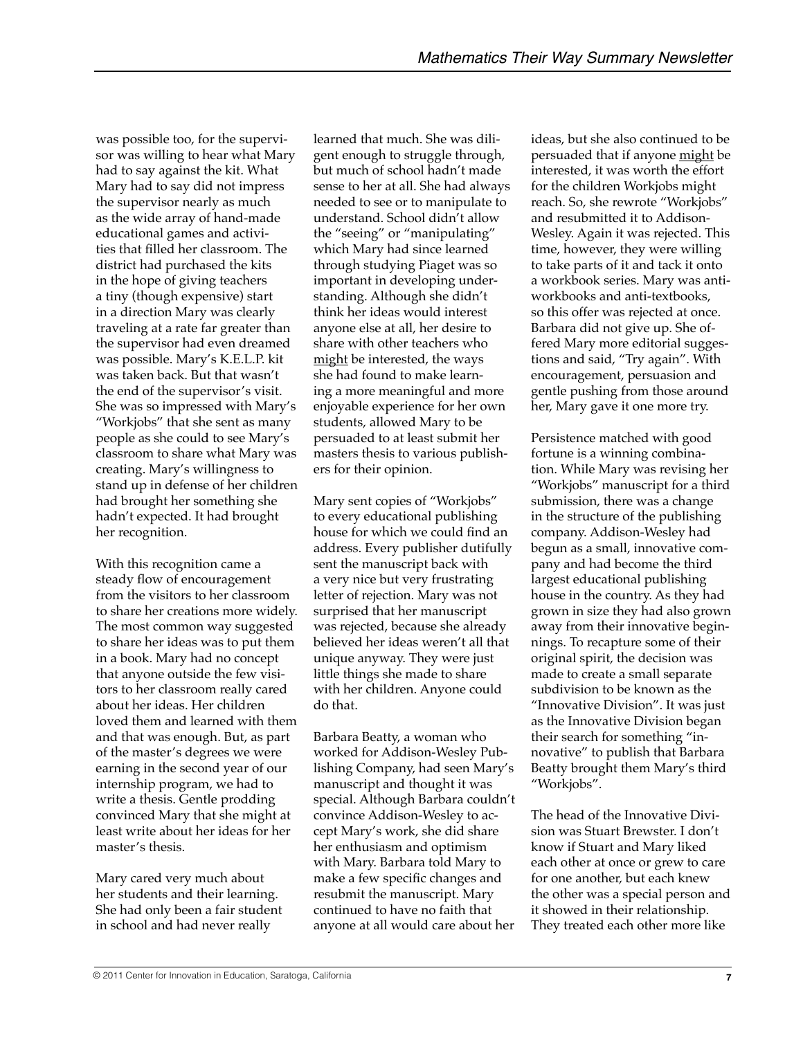was possible too, for the supervisor was willing to hear what Mary had to say against the kit. What Mary had to say did not impress the supervisor nearly as much as the wide array of hand-made educational games and activities that filled her classroom. The district had purchased the kits in the hope of giving teachers a tiny (though expensive) start in a direction Mary was clearly traveling at a rate far greater than the supervisor had even dreamed was possible. Mary's K.E.L.P. kit was taken back. But that wasn't the end of the supervisor's visit. She was so impressed with Mary's "Workjobs" that she sent as many people as she could to see Mary's classroom to share what Mary was creating. Mary's willingness to stand up in defense of her children had brought her something she hadn't expected. It had brought her recognition.

With this recognition came a steady flow of encouragement from the visitors to her classroom to share her creations more widely. The most common way suggested to share her ideas was to put them in a book. Mary had no concept that anyone outside the few visitors to her classroom really cared about her ideas. Her children loved them and learned with them and that was enough. But, as part of the master's degrees we were earning in the second year of our internship program, we had to write a thesis. Gentle prodding convinced Mary that she might at least write about her ideas for her master's thesis.

Mary cared very much about her students and their learning. She had only been a fair student in school and had never really learned that much. She was diligent enough to struggle through, but much of school hadn't made sense to her at all. She had always needed to see or to manipulate to understand. School didn't allow the "seeing" or "manipulating" which Mary had since learned through studying Piaget was so important in developing understanding. Although she didn't think her ideas would interest anyone else at all, her desire to share with other teachers who <u>might</u> be interested, the ways she had found to make learning a more meaningful and more enjoyable experience for her own students, allowed Mary to be persuaded to at least submit her masters thesis to various publishers for their opinion.

Mary sent copies of "Workjobs" to every educational publishing house for which we could find an address. Every publisher dutifully sent the manuscript back with a very nice but very frustrating letter of rejection. Mary was not surprised that her manuscript was rejected, because she already believed her ideas weren't all that unique anyway. They were just little things she made to share with her children. Anyone could do that.

Barbara Beatty, a woman who worked for Addison-Wesley Publishing Company, had seen Mary's manuscript and thought it was special. Although Barbara couldn't convince Addison-Wesley to accept Mary's work, she did share her enthusiasm and optimism with Mary. Barbara told Mary to make a few specific changes and resubmit the manuscript. Mary continued to have no faith that anyone at all would care about her ideas, but she also continued to be persuaded that if anyone <u>might</u> be interested, it was worth the effort for the children Workjobs might reach. So, she rewrote "Workjobs" and resubmitted it to Addison-Wesley. Again it was rejected. This time, however, they were willing to take parts of it and tack it onto a workbook series. Mary was anti-workbooks and anti-textbooks, so this offer was rejected at once. Barbara did not give up. She offered Mary more editorial suggestions and said, "Try again". With encouragement, persuasion and gentle pushing from those around her, Mary gave it one more try.

Persistence matched with good fortune is a winning combination. While Mary was revising her "Workjobs" manuscript for a third submission, there was a change in the structure of the publishing company. Addison-Wesley had begun as a small, innovative company and had become the third largest educational publishing house in the country. As they had grown in size they had also grown away from their innovative beginnings. To recapture some of their original spirit, the decision was made to create a small separate subdivision to be known as the "Innovative Division". It was just as the Innovative Division began their search for something "innovative" to publish that Barbara Beatty brought them Mary's third "Workjobs".

The head of the Innovative Division was Stuart Brewster. I don't know if Stuart and Mary liked each other at once or grew to care for one another, but each knew the other was a special person and it showed in their relationship. They treated each other more like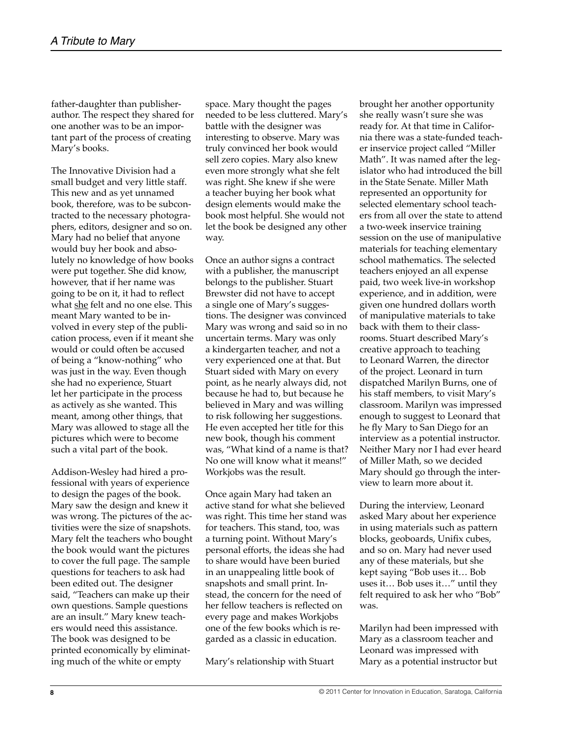father-daughter than publisher-author. The respect they shared for one another was to be an important part of the process of creating Mary's books.

The Innovative Division had a small budget and very little staff. This new and as yet unnamed book, therefore, was to be subcontracted to the necessary photographers, editors, designer and so on. Mary had no belief that anyone would buy her book and absolutely no knowledge of how books were put together. She did know, however, that if her name was going to be on it, it had to reflect what she felt and no one else. This meant Mary wanted to be involved in every step of the publication process, even if it meant she would or could often be accused of being a "know-nothing" who was just in the way. Even though she had no experience, Stuart let her participate in the process as actively as she wanted. This meant, among other things, that Mary was allowed to stage all the pictures which were to become such a vital part of the book.

Addison-Wesley had hired a professional with years of experience to design the pages of the book. Mary saw the design and knew it was wrong. The pictures of the activities were the size of snapshots. Mary felt the teachers who bought the book would want the pictures to cover the full page. The sample questions for teachers to ask had been edited out. The designer said, "Teachers can make up their own questions. Sample questions are an insult." Mary knew teachers would need this assistance. The book was designed to be printed economically by eliminating much of the white or empty space. Mary thought the pages needed to be less cluttered. Mary's battle with the designer was interesting to observe. Mary was truly convinced her book would sell zero copies. Mary also knew even more strongly what she felt was right. She knew if she were a teacher buying her book what design elements would make the book most helpful. She would not let the book be designed any other way.

Once an author signs a contract with a publisher, the manuscript belongs to the publisher. Stuart Brewster did not have to accept a single one of Mary's suggestions. The designer was convinced Mary was wrong and said so in no uncertain terms. Mary was only a kindergarten teacher, and not a very experienced one at that. But Stuart sided with Mary on every point, as he nearly always did, not because he had to, but because he believed in Mary and was willing to risk following her suggestions. He even accepted her title for this new book, though his comment was, "What kind of a name is that? No one will know what it means!" Workjobs was the result.

Once again Mary had taken an active stand for what she believed was right. This time her stand was for teachers. This stand, too, was a turning point. Without Mary's personal efforts, the ideas she had to share would have been buried in an unappealing little book of snapshots and small print. Instead, the concern for the need of her fellow teachers is reflected on every page and makes Workjobs one of the few books which is regarded as a classic in education.

Mary's relationship with Stuart brought her another opportunity she really wasn't sure she was ready for. At that time in California there was a state-funded teacher inservice project called "Miller Math". It was named after the legislator who had introduced the bill in the State Senate. Miller Math represented an opportunity for selected elementary school teachers from all over the state to attend a two-week inservice training session on the use of manipulative materials for teaching elementary school mathematics. The selected teachers enjoyed an all expense paid, two week live-in workshop experience, and in addition, were given one hundred dollars worth of manipulative materials to take back with them to their classrooms. Stuart described Mary's creative approach to teaching to Leonard Warren, the director of the project. Leonard in turn dispatched Marilyn Burns, one of his staff members, to visit Mary's classroom. Marilyn was impressed enough to suggest to Leonard that he fly Mary to San Diego for an interview as a potential instructor. Neither Mary nor I had ever heard of Miller Math, so we decided Mary should go through the interview to learn more about it.

During the interview, Leonard asked Mary about her experience in using materials such as pattern blocks, geoboards, Unifix cubes, and so on. Mary had never used any of these materials, but she kept saying "Bob uses it… Bob uses it… Bob uses it…" until they felt required to ask her who "Bob" was.

Marilyn had been impressed with Mary as a classroom teacher and Leonard was impressed with Mary as a potential instructor but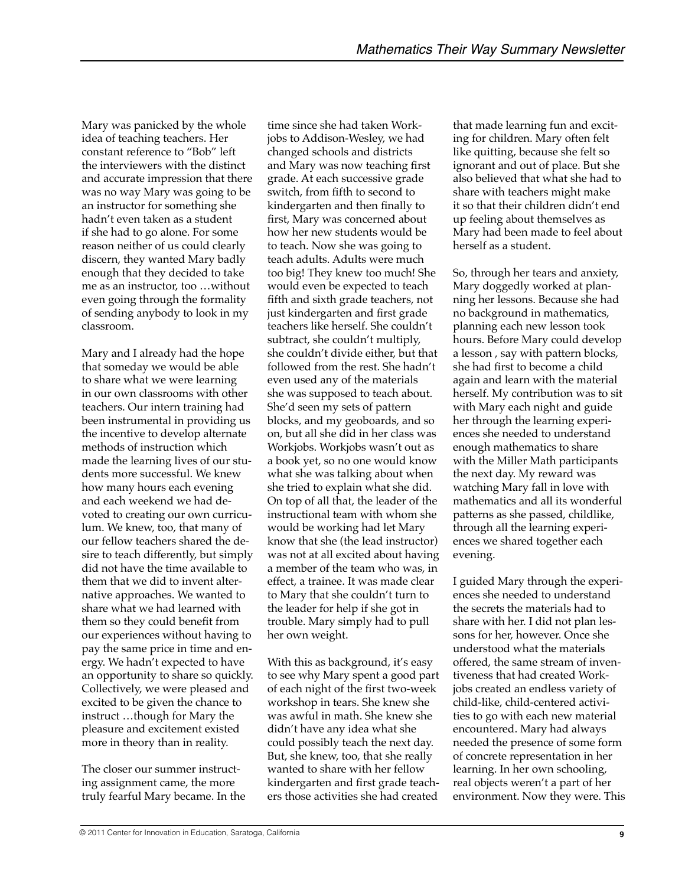Mary was panicked by the whole idea of teaching teachers. Her constant reference to "Bob" left the interviewers with the distinct and accurate impression that there was no way Mary was going to be an instructor for something she hadn't even taken as a student if she had to go alone. For some reason neither of us could clearly discern, they wanted Mary badly enough that they decided to take me as an instructor, too …without even going through the formality of sending anybody to look in my classroom.

Mary and I already had the hope that someday we would be able to share what we were learning in our own classrooms with other teachers. Our intern training had been instrumental in providing us the incentive to develop alternate methods of instruction which made the learning lives of our students more successful. We knew how many hours each evening and each weekend we had devoted to creating our own curriculum. We knew, too, that many of our fellow teachers shared the desire to teach differently, but simply did not have the time available to them that we did to invent alternative approaches. We wanted to share what we had learned with them so they could benefit from our experiences without having to pay the same price in time and energy. We hadn't expected to have an opportunity to share so quickly. Collectively, we were pleased and excited to be given the chance to instruct …though for Mary the pleasure and excitement existed more in theory than in reality.

The closer our summer instructing assignment came, the more truly fearful Mary became. In the time since she had taken Workjobs to Addison-Wesley, we had changed schools and districts and Mary was now teaching first grade. At each successive grade switch, from fifth to second to kindergarten and then finally to first, Mary was concerned about how her new students would be to teach. Now she was going to teach adults. Adults were much too big! They knew too much! She would even be expected to teach fifth and sixth grade teachers, not just kindergarten and first grade teachers like herself. She couldn't subtract, she couldn't multiply, she couldn't divide either, but that followed from the rest. She hadn't even used any of the materials she was supposed to teach about. She'd seen my sets of pattern blocks, and my geoboards, and so on, but all she did in her class was Workjobs. Workjobs wasn't out as a book yet, so no one would know what she was talking about when she tried to explain what she did. On top of all that, the leader of the instructional team with whom she would be working had let Mary know that she (the lead instructor) was not at all excited about having a member of the team who was, in effect, a trainee. It was made clear to Mary that she couldn't turn to the leader for help if she got in trouble. Mary simply had to pull her own weight.

With this as background, it's easy to see why Mary spent a good part of each night of the first two-week workshop in tears. She knew she was awful in math. She knew she didn't have any idea what she could possibly teach the next day. But, she knew, too, that she really wanted to share with her fellow kindergarten and first grade teachers those activities she had created that made learning fun and exciting for children. Mary often felt like quitting, because she felt so ignorant and out of place. But she also believed that what she had to share with teachers might make it so that their children didn't end up feeling about themselves as Mary had been made to feel about herself as a student.

So, through her tears and anxiety, Mary doggedly worked at planning her lessons. Because she had no background in mathematics, planning each new lesson took hours. Before Mary could develop a lesson , say with pattern blocks, she had first to become a child again and learn with the material herself. My contribution was to sit with Mary each night and guide her through the learning experiences she needed to understand enough mathematics to share with the Miller Math participants the next day. My reward was watching Mary fall in love with mathematics and all its wonderful patterns as she passed, childlike, through all the learning experiences we shared together each evening.

I guided Mary through the experiences she needed to understand the secrets the materials had to share with her. I did not plan lessons for her, however. Once she understood what the materials offered, the same stream of inventiveness that had created Workjobs created an endless variety of child-like, child-centered activities to go with each new material encountered. Mary had always needed the presence of some form of concrete representation in her learning. In her own schooling, real objects weren't a part of her environment. Now they were. This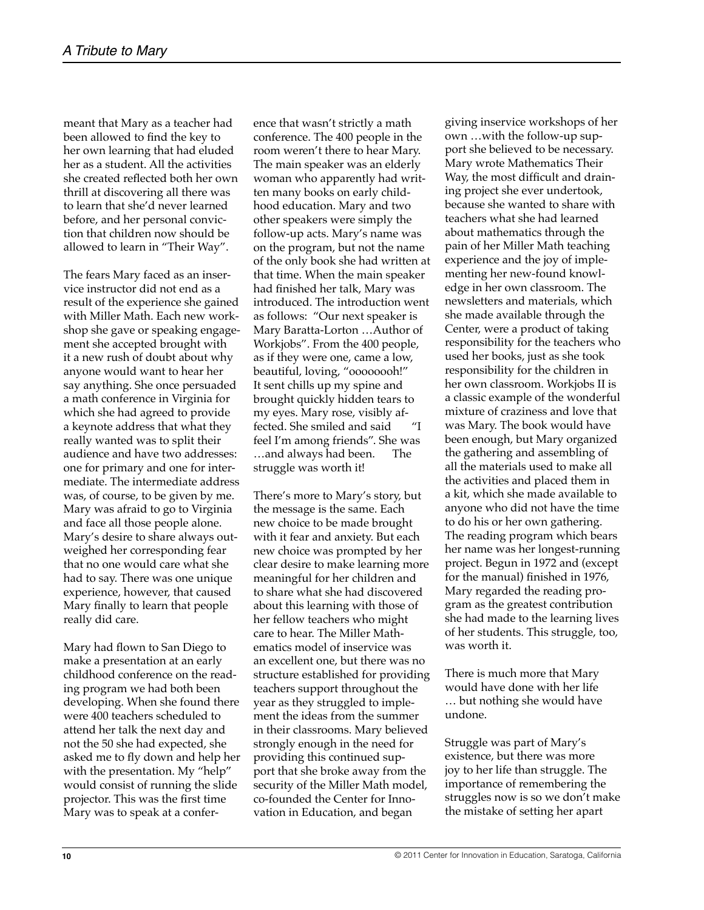meant that Mary as a teacher had been allowed to find the key to her own learning that had eluded her as a student. All the activities she created reflected both her own thrill at discovering all there was to learn that she'd never learned before, and her personal conviction that children now should be allowed to learn in "Their Way".

The fears Mary faced as an inservice instructor did not end as a result of the experience she gained with Miller Math. Each new workshop she gave or speaking engagement she accepted brought with it a new rush of doubt about why anyone would want to hear her say anything. She once persuaded a math conference in Virginia for which she had agreed to provide a keynote address that what they really wanted was to split their audience and have two addresses: one for primary and one for intermediate. The intermediate address was, of course, to be given by me. Mary was afraid to go to Virginia and face all those people alone. Mary's desire to share always outweighed her corresponding fear that no one would care what she had to say. There was one unique experience, however, that caused Mary finally to learn that people really did care.

Mary had flown to San Diego to make a presentation at an early childhood conference on the reading program we had both been developing. When she found there were 400 teachers scheduled to attend her talk the next day and not the 50 she had expected, she asked me to fly down and help her with the presentation. My "help" would consist of running the slide projector. This was the first time Mary was to speak at a conference that wasn't strictly a math conference. The 400 people in the room weren't there to hear Mary. The main speaker was an elderly woman who apparently had written many books on early childhood education. Mary and two other speakers were simply the follow-up acts. Mary's name was on the program, but not the name of the only book she had written at that time. When the main speaker had finished her talk, Mary was introduced. The introduction went as follows: "Our next speaker is Mary Baratta-Lorton …Author of Workjobs". From the 400 people, as if they were one, came a low, beautiful, loving, "oooooooh!" It sent chills up my spine and brought quickly hidden tears to my eyes. Mary rose, visibly affected. She smiled and said "I feel I'm among friends". She was …and always had been. The struggle was worth it!

There's more to Mary's story, but the message is the same. Each new choice to be made brought with it fear and anxiety. But each new choice was prompted by her clear desire to make learning more meaningful for her children and to share what she had discovered about this learning with those of her fellow teachers who might care to hear. The Miller Mathematics model of inservice was an excellent one, but there was no structure established for providing teachers support throughout the year as they struggled to implement the ideas from the summer in their classrooms. Mary believed strongly enough in the need for providing this continued support that she broke away from the security of the Miller Math model, co-founded the Center for Innovation in Education, and began giving inservice workshops of her own …with the follow-up support she believed to be necessary. Mary wrote Mathematics Their Way, the most difficult and draining project she ever undertook, because she wanted to share with teachers what she had learned about mathematics through the pain of her Miller Math teaching experience and the joy of implementing her new-found knowledge in her own classroom. The newsletters and materials, which she made available through the Center, were a product of taking responsibility for the teachers who used her books, just as she took responsibility for the children in her own classroom. Workjobs II is a classic example of the wonderful mixture of craziness and love that was Mary. The book would have been enough, but Mary organized the gathering and assembling of all the materials used to make all the activities and placed them in a kit, which she made available to anyone who did not have the time to do his or her own gathering. The reading program which bears her name was her longest-running project. Begun in 1972 and (except for the manual) finished in 1976, Mary regarded the reading program as the greatest contribution she had made to the learning lives of her students. This struggle, too, was worth it.

There is much more that Mary would have done with her life … but nothing she would have undone.

Struggle was part of Mary's existence, but there was more joy to her life than struggle. The importance of remembering the struggles now is so we don't make the mistake of setting her apart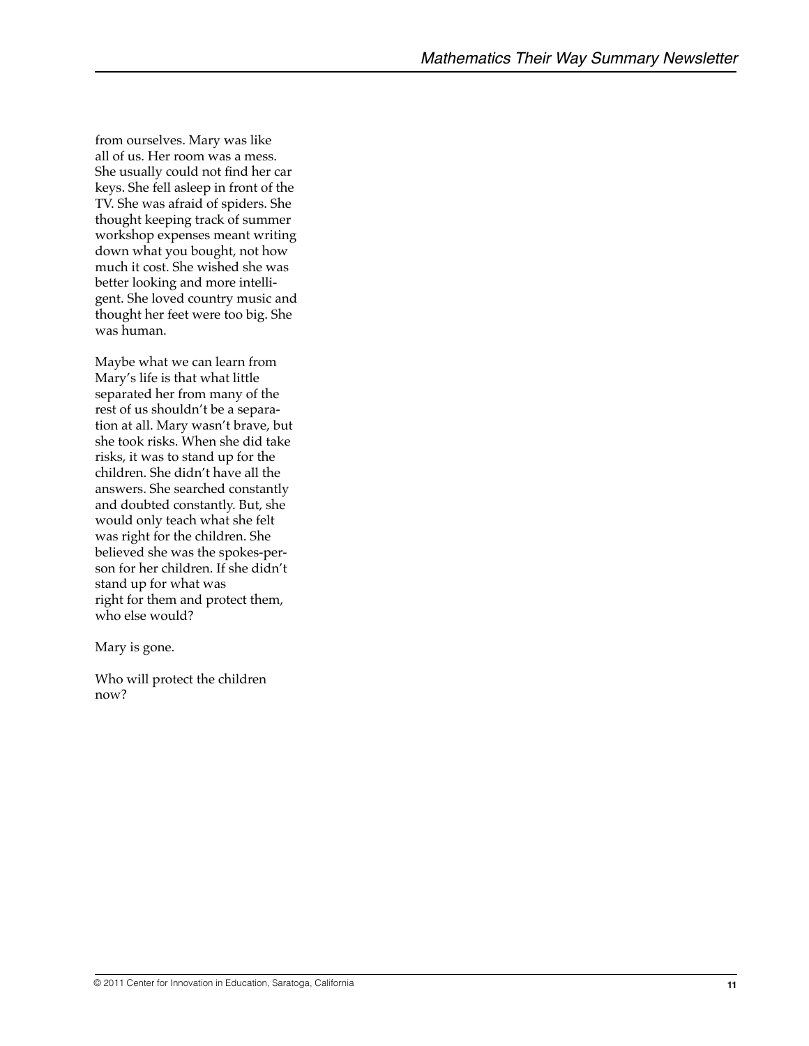from ourselves. Mary was like all of us. Her room was a mess. She usually could not find her car keys. She fell asleep in front of the TV. She was afraid of spiders. She thought keeping track of summer workshop expenses meant writing down what you bought, not how much it cost. She wished she was better looking and more intelligent. She loved country music and thought her feet were too big. She was human.

Maybe what we can learn from Mary's life is that what little separated her from many of the rest of us shouldn't be a separation at all. Mary wasn't brave, but she took risks. When she did take risks, it was to stand up for the children. She didn't have all the answers. She searched constantly and doubted constantly. But, she would only teach what she felt was right for the children. She believed she was the spokes-person for her children. If she didn't stand up for what was right for them and protect them, who else would?

Mary is gone.

Who will protect the children now?